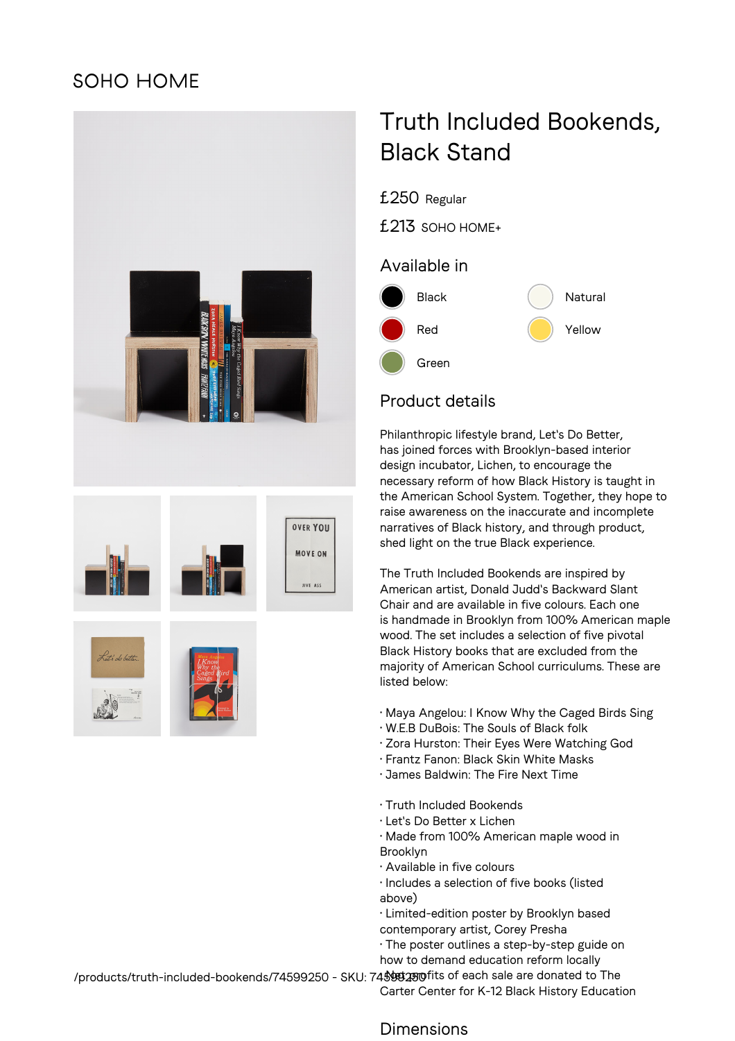SOHO HOME

# Truth Included Bookends, Black Stand

£250 Regular

£213 SOHO HOME+

## Available in

- Black
- Natural
- Red
- Yellow
- Green

## Product details

Philanthropic lifestyle brand, Let's Do Better, has joined forces with Brooklyn-based interior design incubator, Lichen, to encourage the necessary reform of how Black History is taught in the American School System. Together, they hope to raise awareness on the inaccurate and incomplete narratives of Black history, and through product, shed light on the true Black experience.

The Truth Included Bookends are inspired by American artist, Donald Judd's Backward Slant Chair and are available in five colours. Each one is handmade in Brooklyn from 100% American maple wood. The set includes a selection of five pivotal Black History books that are excluded from the majority of American School curriculums. These are listed below:

· Maya Angelou: I Know Why the Caged Birds Sing
· W.E.B DuBois: The Souls of Black folk
· Zora Hurston: Their Eyes Were Watching God
· Frantz Fanon: Black Skin White Masks
· James Baldwin: The Fire Next Time

· Truth Included Bookends
· Let's Do Better x Lichen
· Made from 100% American maple wood in Brooklyn
· Available in five colours
· Includes a selection of five books (listed above)
· Limited-edition poster by Brooklyn based contemporary artist, Corey Presha
· The poster outlines a step-by-step guide on how to demand education reform locally
· Net profits of each sale are donated to The Carter Center for K-12 Black History Education

## Dimensions

/products/truth-included-bookends/74599250 - SKU: 74599250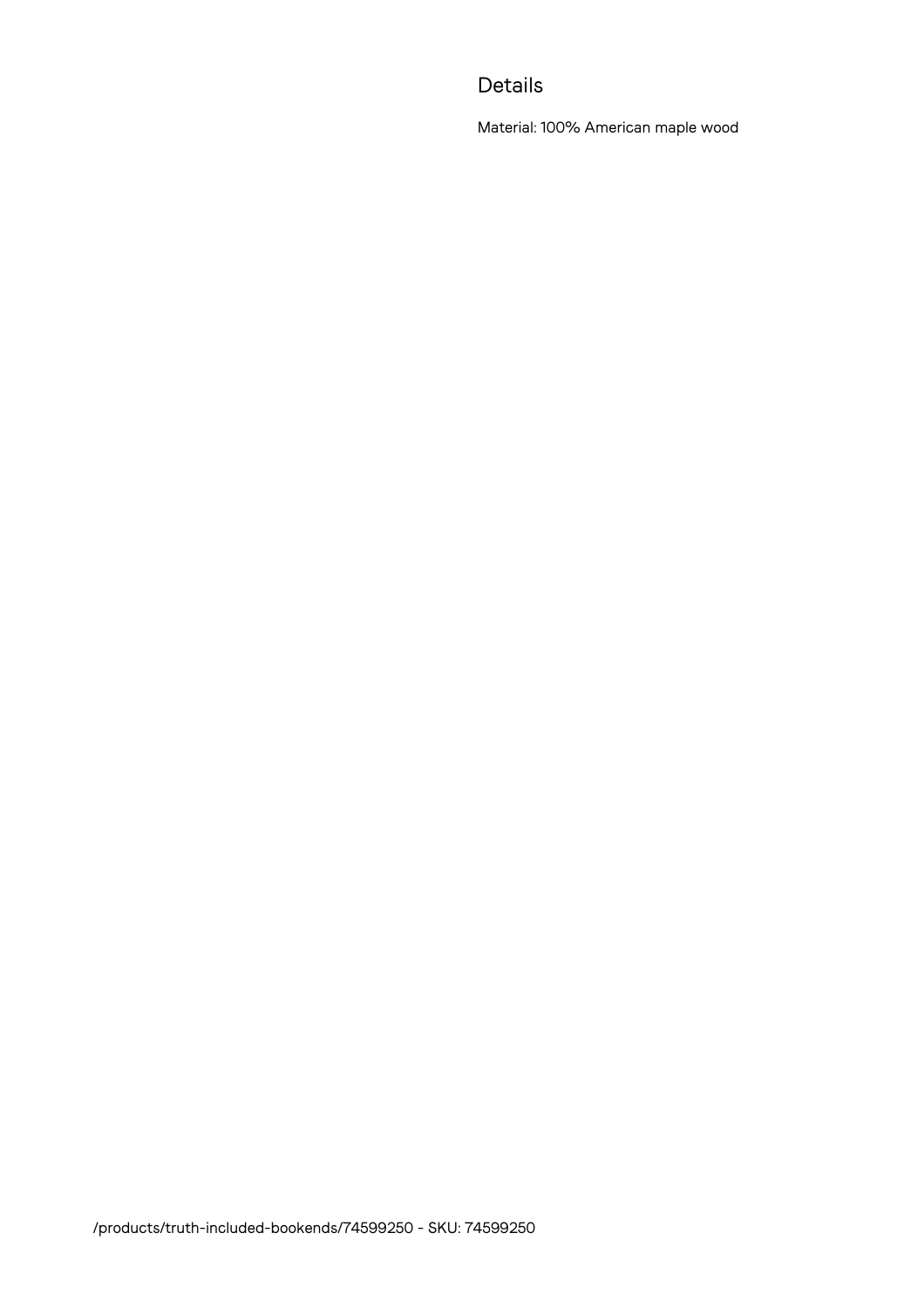## Details

Material: 100% American maple wood

/products/truth-included-bookends/74599250 - SKU: 74599250